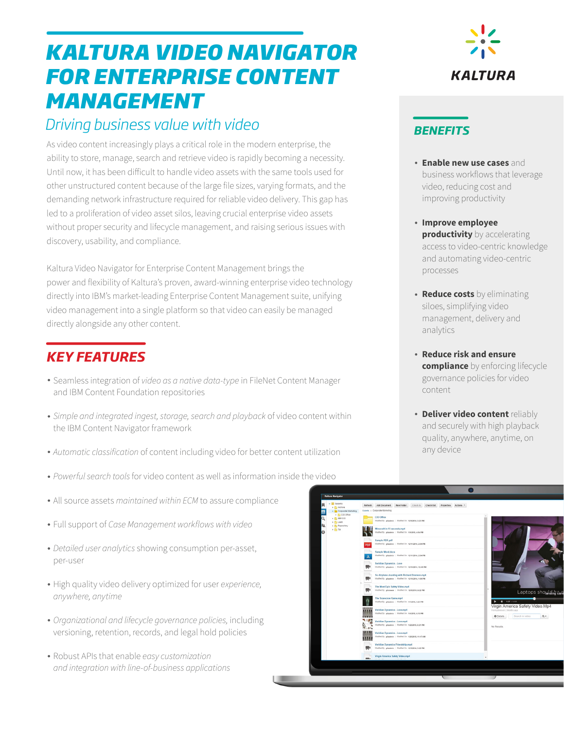# KALTURA VIDEO NAVIGATOR FOR ENTERPRISE CONTENT MANAGEMENT

KALTURA

## *Driving business value with video*

As video content increasingly plays a critical role in the modern enterprise, the ability to store, manage, search and retrieve video is rapidly becoming a necessity. Until now, it has been difficult to handle video assets with the same tools used for other unstructured content because of the large file sizes, varying formats, and the demanding network infrastructure required for reliable video delivery. This gap has led to a proliferation of video asset silos, leaving crucial enterprise video assets without proper security and lifecycle management, and raising serious issues with discovery, usability, and compliance.

Kaltura Video Navigator for Enterprise Content Management brings the power and flexibility of Kaltura's proven, award-winning enterprise video technology directly into IBM's market-leading Enterprise Content Management suite, unifying video management into a single platform so that video can easily be managed directly alongside any other content.

## KEY FEATURES

- Seamless integration of *video as a native data-type* in FileNet Content Manager and IBM Content Foundation repositories
- *Simple and integrated ingest, storage, search and playback* of video content within the IBM Content Navigator framework
- *Automatic classification* of content including video for better content utilization
- *Powerful search tools* for video content as well as information inside the video
- All source assets *maintained within ECM* to assure compliance
- Full support of *Case Management workflows with video*
- *Detailed user analytics* showing consumption per-asset, per-user
- High quality video delivery optimized for user *experience, anywhere, anytime*
- *Organizational and lifecycle governance policies,* including versioning, retention, records, and legal hold policies
- Robust APIs that enable *easy customization and integration with line-of-business applications*

## BENEFITS

- **Enable new use cases** and business workflows that leverage video, reducing cost and improving productivity
- **Improve employee productivity** by accelerating access to video-centric knowledge and automating video-centric processes
- **Reduce costs** by eliminating siloes, simplifying video management, delivery and analytics
- **Reduce risk and ensure compliance** by enforcing lifecycle governance policies for video content
- **Deliver video content** reliably and securely with high playback quality, anywhere, anytime, on any device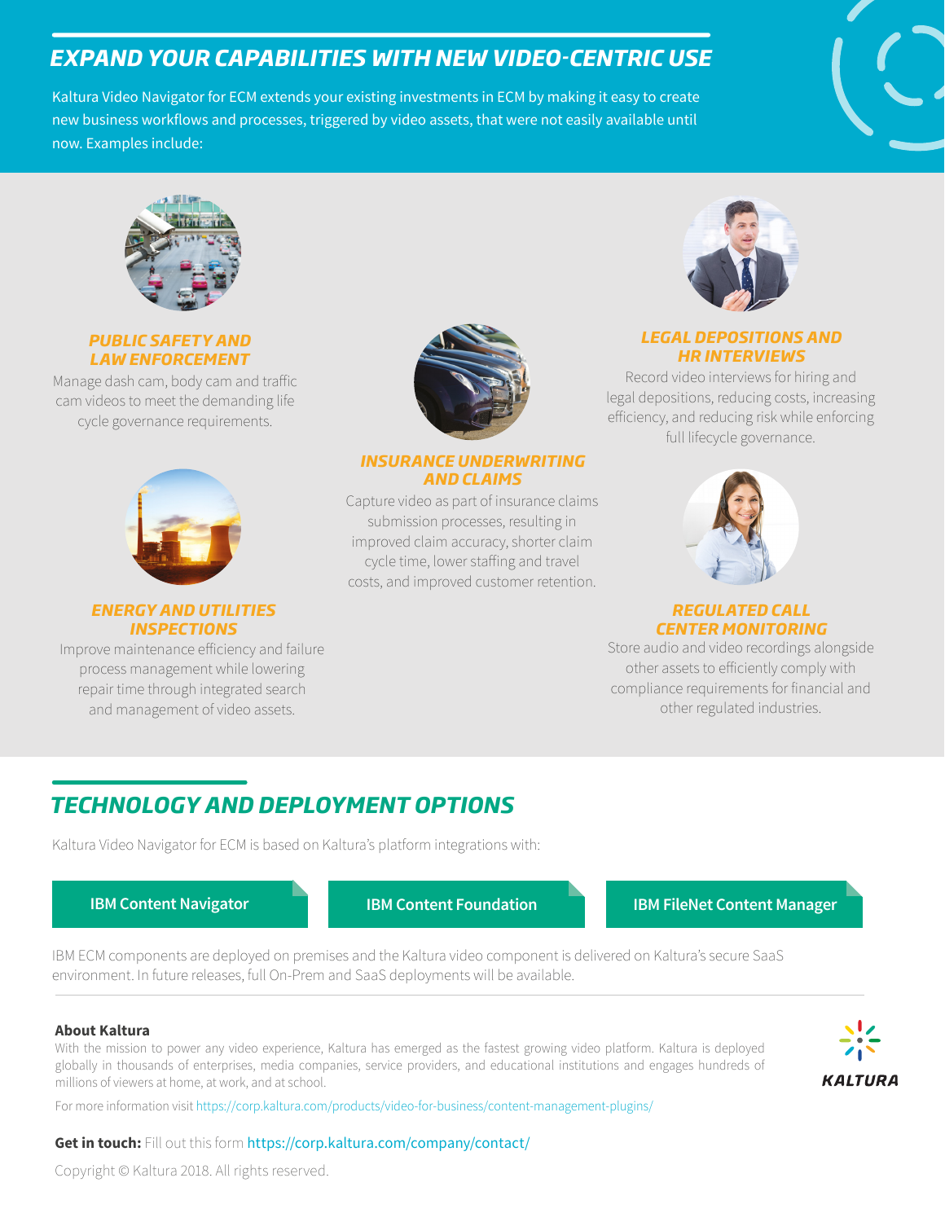## EXPAND YOUR CAPABILITIES WITH NEW VIDEO-CENTRIC USE

Kaltura Video Navigator for ECM extends your existing investments in ECM by making it easy to create new business workflows and processes, triggered by video assets, that were not easily available until now. Examples include:

### PUBLIC SAFETY AND LAW ENFORCEMENT

Manage dash cam, body cam and traffic cam videos to meet the demanding life cycle governance requirements.

### ENERGY AND UTILITIES INSPECTIONS

Improve maintenance efficiency and failure process management while lowering repair time through integrated search and management of video assets.

### INSURANCE UNDERWRITING AND CLAIMS

Capture video as part of insurance claims submission processes, resulting in improved claim accuracy, shorter claim cycle time, lower staffing and travel costs, and improved customer retention.

### LEGAL DEPOSITIONS AND HR INTERVIEWS

Record video interviews for hiring and legal depositions, reducing costs, increasing efficiency, and reducing risk while enforcing full lifecycle governance.

### REGULATED CALL CENTER MONITORING

Store audio and video recordings alongside other assets to efficiently comply with compliance requirements for financial and other regulated industries.

## TECHNOLOGY AND DEPLOYMENT OPTIONS

Kaltura Video Navigator for ECM is based on Kaltura's platform integrations with:

- IBM Content Navigator
- IBM Content Foundation
- IBM FileNet Content Manager

IBM ECM components are deployed on premises and the Kaltura video component is delivered on Kaltura's secure SaaS environment. In future releases, full On-Prem and SaaS deployments will be available.

**About Kaltura**

With the mission to power any video experience, Kaltura has emerged as the fastest growing video platform. Kaltura is deployed globally in thousands of enterprises, media companies, service providers, and educational institutions and engages hundreds of millions of viewers at home, at work, and at school.

For more information visit https://corp.kaltura.com/products/video-for-business/content-management-plugins/

**Get in touch:** Fill out this form https://corp.kaltura.com/company/contact/

Copyright © Kaltura 2018. All rights reserved.

KALTURA